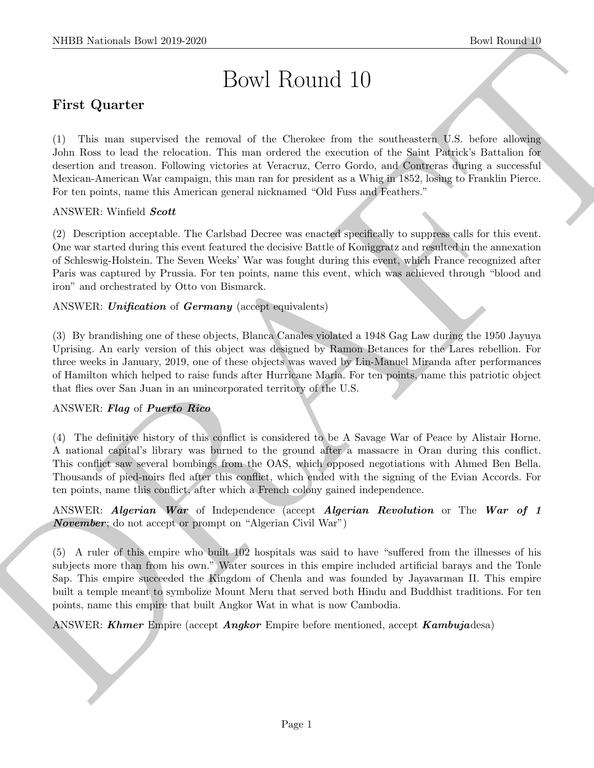# Bowl Round 10

## First Quarter

(1) This man supervised the removal of the Cherokee from the southeastern U.S. before allowing John Ross to lead the relocation. This man ordered the execution of the Saint Patrick's Battalion for desertion and treason. Following victories at Veracruz, Cerro Gordo, and Contreras during a successful Mexican-American War campaign, this man ran for president as a Whig in 1852, losing to Franklin Pierce. For ten points, name this American general nicknamed "Old Fuss and Feathers."

ANSWER: Winfield ***Scott***

(2) Description acceptable. The Carlsbad Decree was enacted specifically to suppress calls for this event. One war started during this event featured the decisive Battle of Koniggratz and resulted in the annexation of Schleswig-Holstein. The Seven Weeks' War was fought during this event, which France recognized after Paris was captured by Prussia. For ten points, name this event, which was achieved through "blood and iron" and orchestrated by Otto von Bismarck.

ANSWER: ***Unification*** of ***Germany*** (accept equivalents)

(3) By brandishing one of these objects, Blanca Canales violated a 1948 Gag Law during the 1950 Jayuya Uprising. An early version of this object was designed by Ramon Betances for the Lares rebellion. For three weeks in January, 2019, one of these objects was waved by Lin-Manuel Miranda after performances of Hamilton which helped to raise funds after Hurricane Maria. For ten points, name this patriotic object that flies over San Juan in an unincorporated territory of the U.S.

ANSWER: ***Flag*** of ***Puerto Rico***

(4) The definitive history of this conflict is considered to be A Savage War of Peace by Alistair Horne. A national capital's library was burned to the ground after a massacre in Oran during this conflict. This conflict saw several bombings from the OAS, which opposed negotiations with Ahmed Ben Bella. Thousands of pied-noirs fled after this conflict, which ended with the signing of the Evian Accords. For ten points, name this conflict, after which a French colony gained independence.

ANSWER: ***Algerian War*** of Independence (accept ***Algerian Revolution*** or The ***War of 1 November***; do not accept or prompt on "Algerian Civil War")

(5) A ruler of this empire who built 102 hospitals was said to have "suffered from the illnesses of his subjects more than from his own." Water sources in this empire included artificial barays and the Tonle Sap. This empire succeeded the Kingdom of Chenla and was founded by Jayavarman II. This empire built a temple meant to symbolize Mount Meru that served both Hindu and Buddhist traditions. For ten points, name this empire that built Angkor Wat in what is now Cambodia.

ANSWER: ***Khmer*** Empire (accept ***Angkor*** Empire before mentioned, accept ***Kambuja***desa)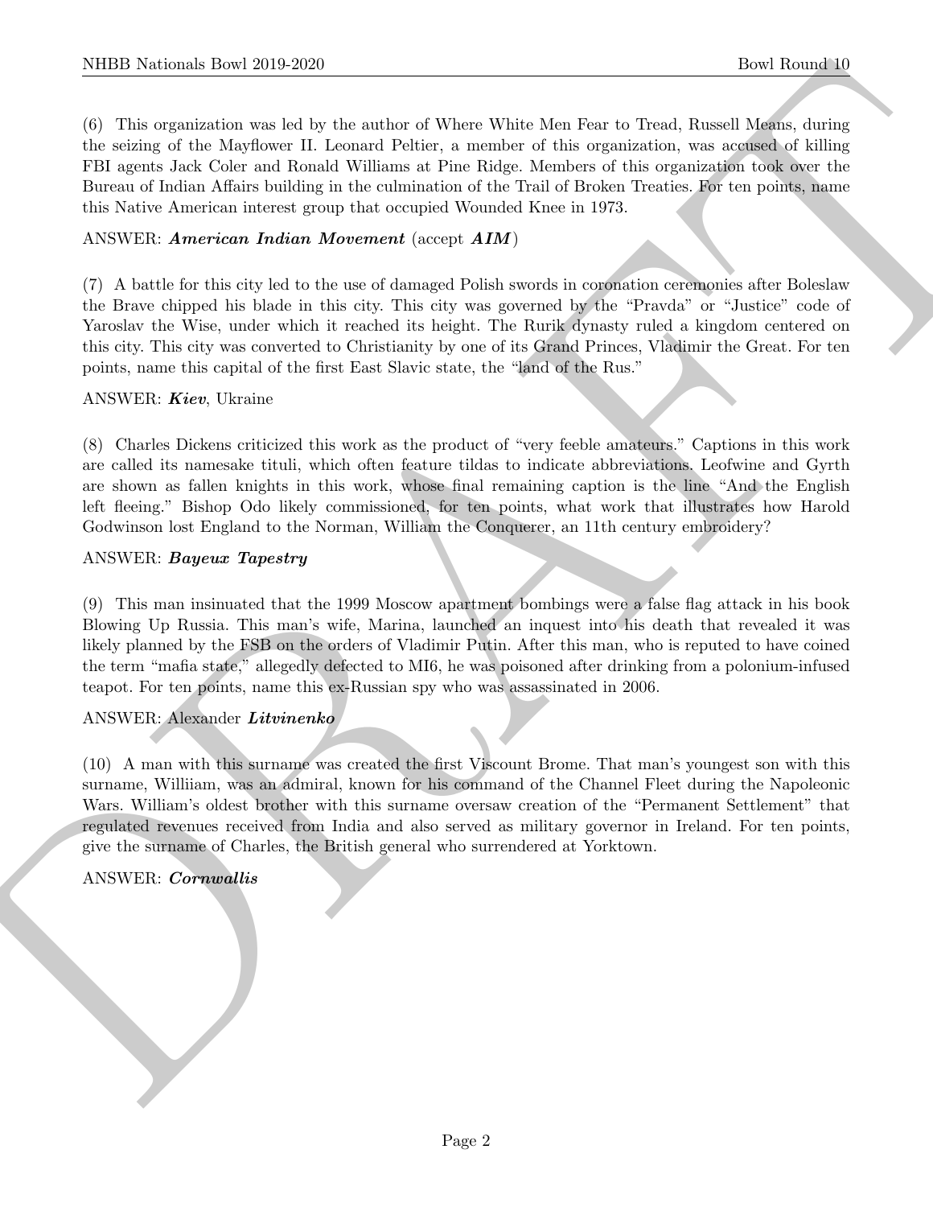(6) This organization was led by the author of Where White Men Fear to Tread, Russell Means, during the seizing of the Mayflower II. Leonard Peltier, a member of this organization, was accused of killing FBI agents Jack Coler and Ronald Williams at Pine Ridge. Members of this organization took over the Bureau of Indian Affairs building in the culmination of the Trail of Broken Treaties. For ten points, name this Native American interest group that occupied Wounded Knee in 1973.

ANSWER: ***American Indian Movement*** (accept ***AIM***)

(7) A battle for this city led to the use of damaged Polish swords in coronation ceremonies after Boleslaw the Brave chipped his blade in this city. This city was governed by the "Pravda" or "Justice" code of Yaroslav the Wise, under which it reached its height. The Rurik dynasty ruled a kingdom centered on this city. This city was converted to Christianity by one of its Grand Princes, Vladimir the Great. For ten points, name this capital of the first East Slavic state, the "land of the Rus."

ANSWER: ***Kiev***, Ukraine

(8) Charles Dickens criticized this work as the product of "very feeble amateurs." Captions in this work are called its namesake tituli, which often feature tildas to indicate abbreviations. Leofwine and Gyrth are shown as fallen knights in this work, whose final remaining caption is the line "And the English left fleeing." Bishop Odo likely commissioned, for ten points, what work that illustrates how Harold Godwinson lost England to the Norman, William the Conquerer, an 11th century embroidery?

ANSWER: ***Bayeux Tapestry***

(9) This man insinuated that the 1999 Moscow apartment bombings were a false flag attack in his book Blowing Up Russia. This man's wife, Marina, launched an inquest into his death that revealed it was likely planned by the FSB on the orders of Vladimir Putin. After this man, who is reputed to have coined the term "mafia state," allegedly defected to MI6, he was poisoned after drinking from a polonium-infused teapot. For ten points, name this ex-Russian spy who was assassinated in 2006.

ANSWER: Alexander ***Litvinenko***

(10) A man with this surname was created the first Viscount Brome. That man's youngest son with this surname, Williiam, was an admiral, known for his command of the Channel Fleet during the Napoleonic Wars. William's oldest brother with this surname oversaw creation of the "Permanent Settlement" that regulated revenues received from India and also served as military governor in Ireland. For ten points, give the surname of Charles, the British general who surrendered at Yorktown.

ANSWER: ***Cornwallis***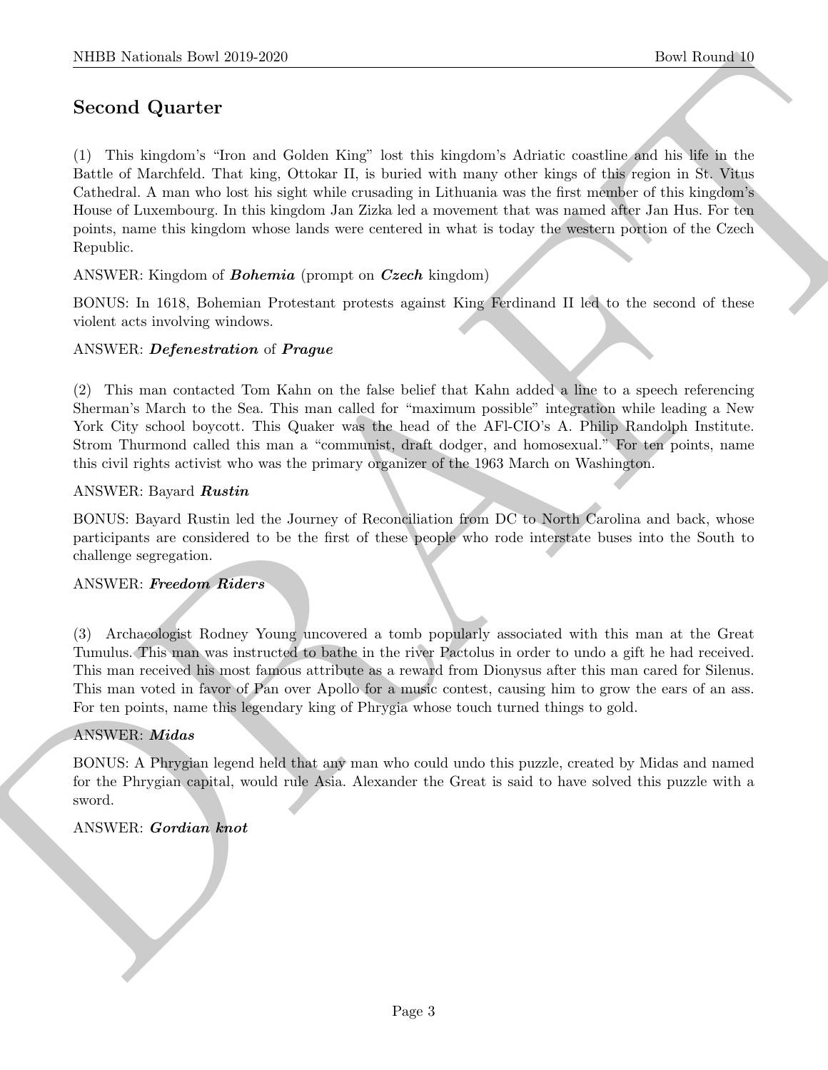## Second Quarter

(1) This kingdom's "Iron and Golden King" lost this kingdom's Adriatic coastline and his life in the Battle of Marchfeld. That king, Ottokar II, is buried with many other kings of this region in St. Vitus Cathedral. A man who lost his sight while crusading in Lithuania was the first member of this kingdom's House of Luxembourg. In this kingdom Jan Zizka led a movement that was named after Jan Hus. For ten points, name this kingdom whose lands were centered in what is today the western portion of the Czech Republic.

ANSWER: Kingdom of ***Bohemia*** (prompt on ***Czech*** kingdom)

BONUS: In 1618, Bohemian Protestant protests against King Ferdinand II led to the second of these violent acts involving windows.

ANSWER: ***Defenestration*** of ***Prague***

(2) This man contacted Tom Kahn on the false belief that Kahn added a line to a speech referencing Sherman's March to the Sea. This man called for "maximum possible" integration while leading a New York City school boycott. This Quaker was the head of the AFl-CIO's A. Philip Randolph Institute. Strom Thurmond called this man a "communist, draft dodger, and homosexual." For ten points, name this civil rights activist who was the primary organizer of the 1963 March on Washington.

ANSWER: Bayard ***Rustin***

BONUS: Bayard Rustin led the Journey of Reconciliation from DC to North Carolina and back, whose participants are considered to be the first of these people who rode interstate buses into the South to challenge segregation.

ANSWER: ***Freedom Riders***

(3) Archaeologist Rodney Young uncovered a tomb popularly associated with this man at the Great Tumulus. This man was instructed to bathe in the river Pactolus in order to undo a gift he had received. This man received his most famous attribute as a reward from Dionysus after this man cared for Silenus. This man voted in favor of Pan over Apollo for a music contest, causing him to grow the ears of an ass. For ten points, name this legendary king of Phrygia whose touch turned things to gold.

ANSWER: ***Midas***

BONUS: A Phrygian legend held that any man who could undo this puzzle, created by Midas and named for the Phrygian capital, would rule Asia. Alexander the Great is said to have solved this puzzle with a sword.

ANSWER: ***Gordian knot***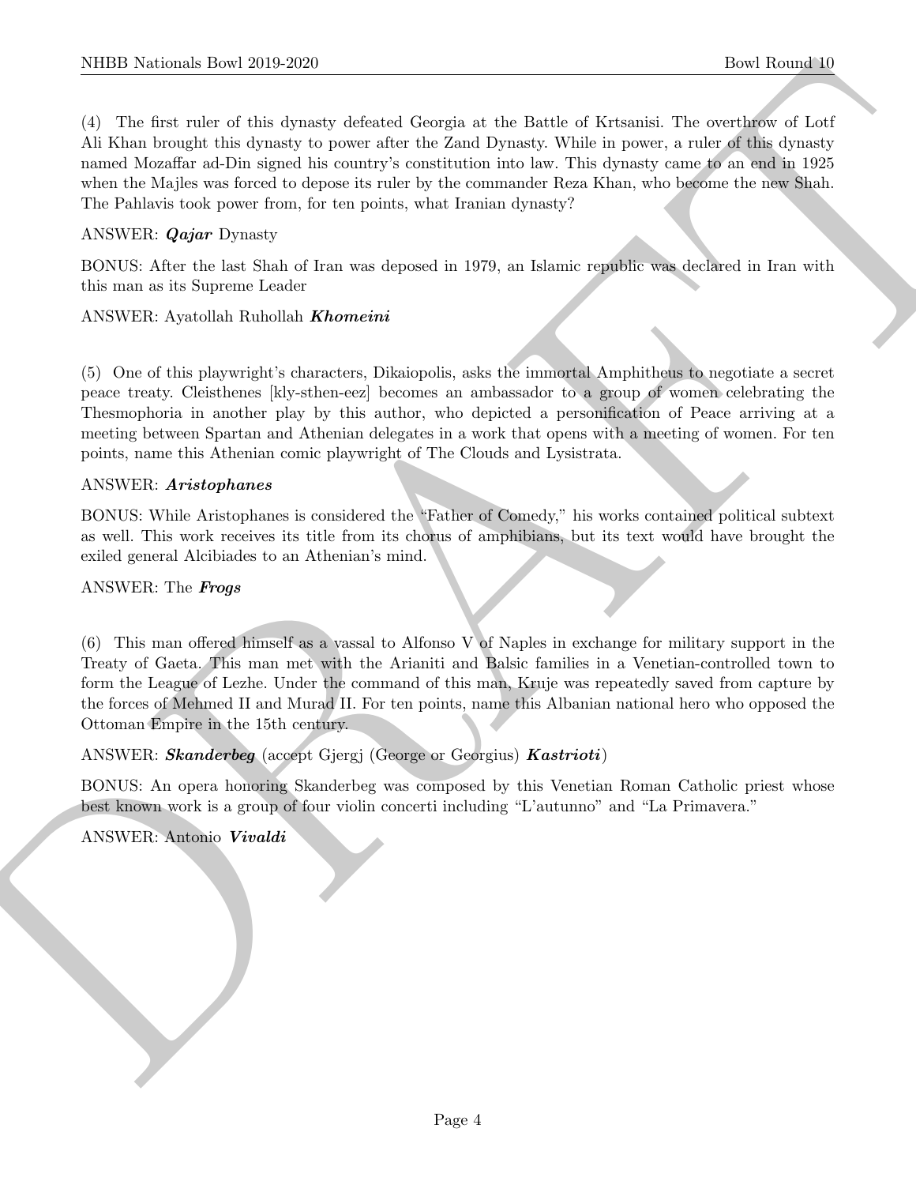(4) The first ruler of this dynasty defeated Georgia at the Battle of Krtsanisi. The overthrow of Lotf Ali Khan brought this dynasty to power after the Zand Dynasty. While in power, a ruler of this dynasty named Mozaffar ad-Din signed his country's constitution into law. This dynasty came to an end in 1925 when the Majles was forced to depose its ruler by the commander Reza Khan, who become the new Shah. The Pahlavis took power from, for ten points, what Iranian dynasty?

ANSWER: ***Qajar*** Dynasty

BONUS: After the last Shah of Iran was deposed in 1979, an Islamic republic was declared in Iran with this man as its Supreme Leader

ANSWER: Ayatollah Ruhollah ***Khomeini***

(5) One of this playwright's characters, Dikaiopolis, asks the immortal Amphitheus to negotiate a secret peace treaty. Cleisthenes [kly-sthen-eez] becomes an ambassador to a group of women celebrating the Thesmophoria in another play by this author, who depicted a personification of Peace arriving at a meeting between Spartan and Athenian delegates in a work that opens with a meeting of women. For ten points, name this Athenian comic playwright of The Clouds and Lysistrata.

ANSWER: ***Aristophanes***

BONUS: While Aristophanes is considered the "Father of Comedy," his works contained political subtext as well. This work receives its title from its chorus of amphibians, but its text would have brought the exiled general Alcibiades to an Athenian's mind.

ANSWER: The ***Frogs***

(6) This man offered himself as a vassal to Alfonso V of Naples in exchange for military support in the Treaty of Gaeta. This man met with the Arianiti and Balsic families in a Venetian-controlled town to form the League of Lezhe. Under the command of this man, Kruje was repeatedly saved from capture by the forces of Mehmed II and Murad II. For ten points, name this Albanian national hero who opposed the Ottoman Empire in the 15th century.

ANSWER: ***Skanderbeg*** (accept Gjergj (George or Georgius) ***Kastrioti***)

BONUS: An opera honoring Skanderbeg was composed by this Venetian Roman Catholic priest whose best known work is a group of four violin concerti including "L'autunno" and "La Primavera."

ANSWER: Antonio ***Vivaldi***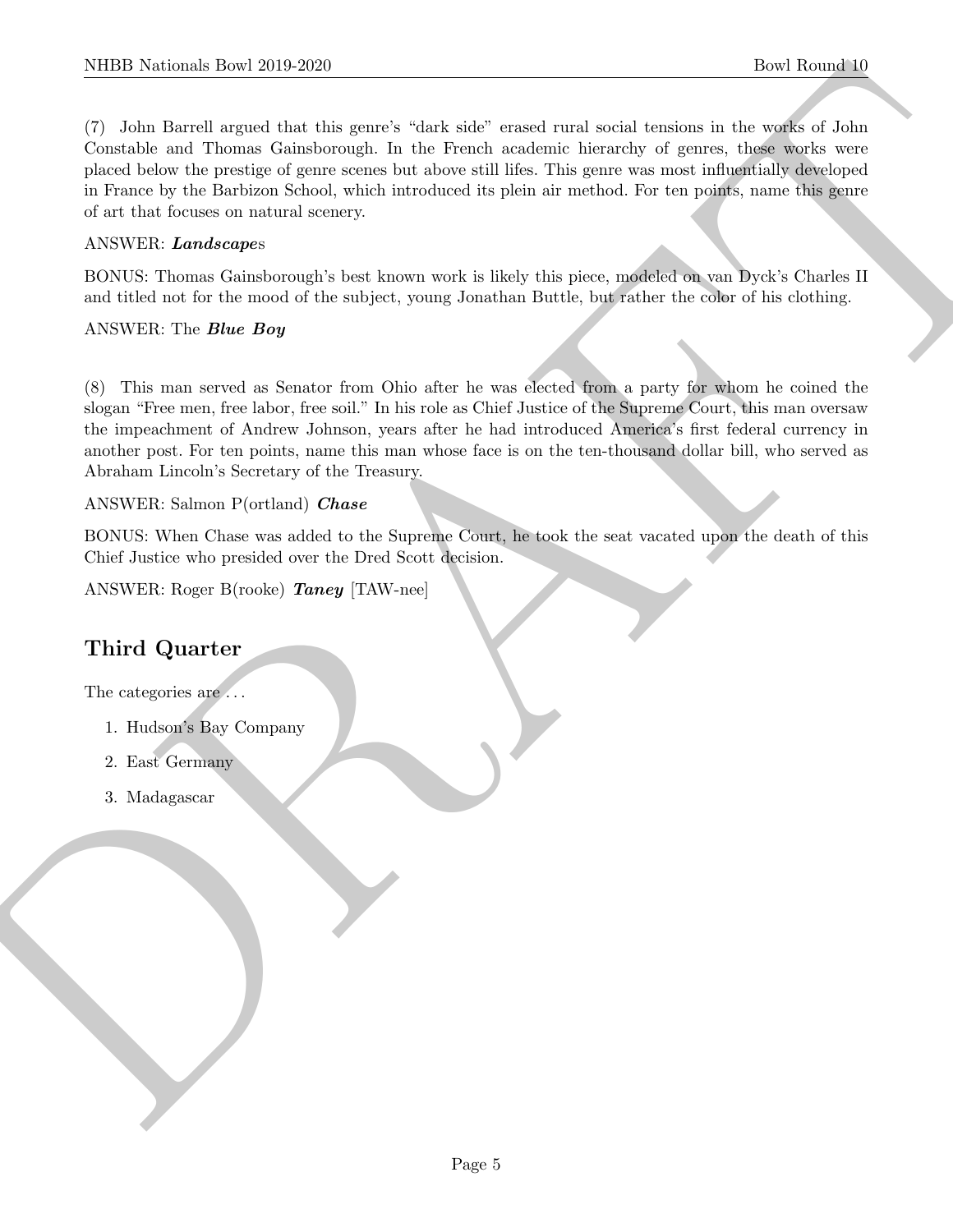(7) John Barrell argued that this genre's "dark side" erased rural social tensions in the works of John Constable and Thomas Gainsborough. In the French academic hierarchy of genres, these works were placed below the prestige of genre scenes but above still lifes. This genre was most influentially developed in France by the Barbizon School, which introduced its plein air method. For ten points, name this genre of art that focuses on natural scenery.

ANSWER: ***Landscape***s

BONUS: Thomas Gainsborough's best known work is likely this piece, modeled on van Dyck's Charles II and titled not for the mood of the subject, young Jonathan Buttle, but rather the color of his clothing.

ANSWER: The ***Blue Boy***

(8) This man served as Senator from Ohio after he was elected from a party for whom he coined the slogan "Free men, free labor, free soil." In his role as Chief Justice of the Supreme Court, this man oversaw the impeachment of Andrew Johnson, years after he had introduced America's first federal currency in another post. For ten points, name this man whose face is on the ten-thousand dollar bill, who served as Abraham Lincoln's Secretary of the Treasury.

ANSWER: Salmon P(ortland) ***Chase***

BONUS: When Chase was added to the Supreme Court, he took the seat vacated upon the death of this Chief Justice who presided over the Dred Scott decision.

ANSWER: Roger B(rooke) ***Taney*** [TAW-nee]

## Third Quarter

The categories are ...

1. Hudson's Bay Company
2. East Germany
3. Madagascar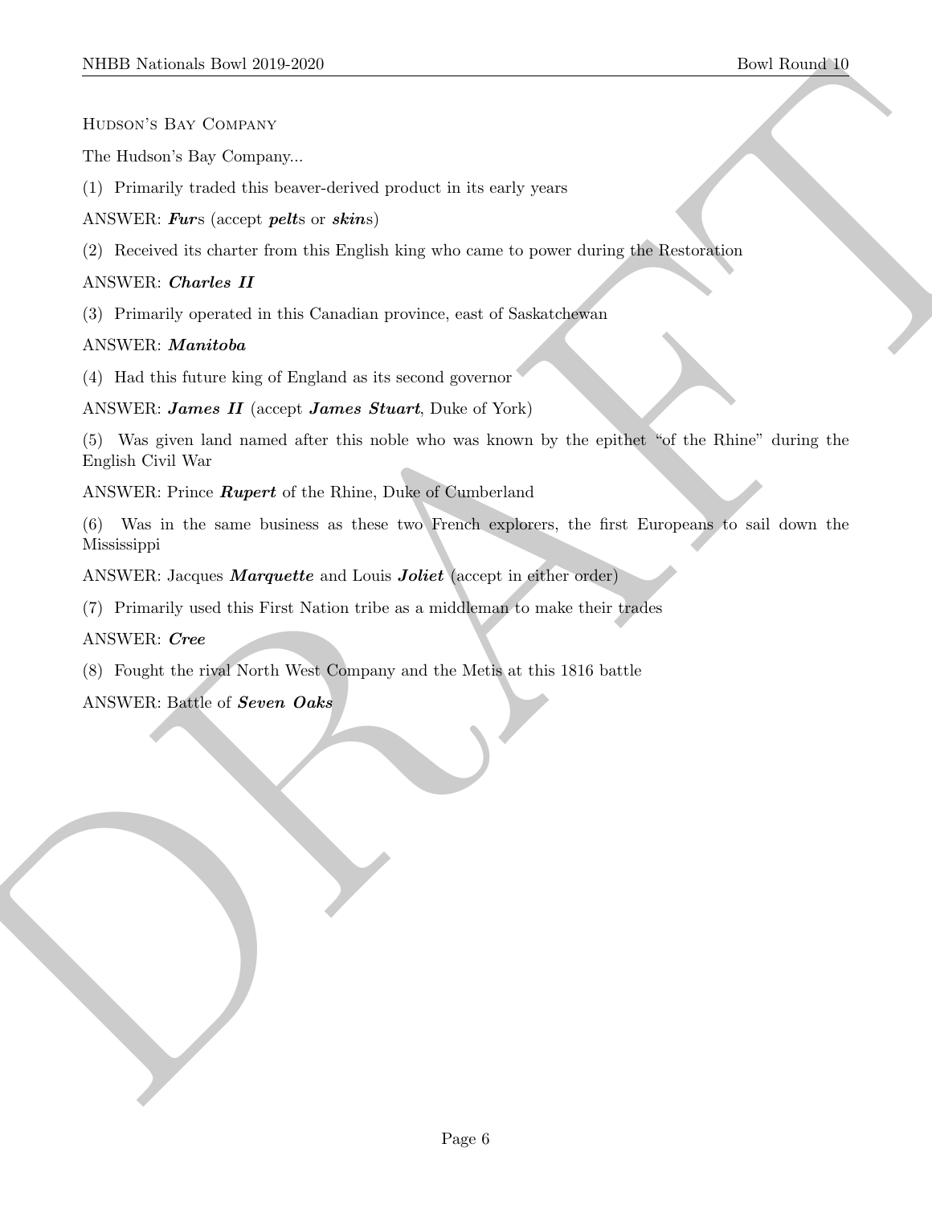Hudson's Bay Company

The Hudson's Bay Company...

(1) Primarily traded this beaver-derived product in its early years

ANSWER: ***Fur***s (accept ***pelt***s or ***skin***s)

(2) Received its charter from this English king who came to power during the Restoration

ANSWER: ***Charles II***

(3) Primarily operated in this Canadian province, east of Saskatchewan

ANSWER: ***Manitoba***

(4) Had this future king of England as its second governor

ANSWER: ***James II*** (accept ***James Stuart***, Duke of York)

(5) Was given land named after this noble who was known by the epithet "of the Rhine" during the English Civil War

ANSWER: Prince ***Rupert*** of the Rhine, Duke of Cumberland

(6) Was in the same business as these two French explorers, the first Europeans to sail down the Mississippi

ANSWER: Jacques ***Marquette*** and Louis ***Joliet*** (accept in either order)

(7) Primarily used this First Nation tribe as a middleman to make their trades

ANSWER: ***Cree***

(8) Fought the rival North West Company and the Metis at this 1816 battle

ANSWER: Battle of ***Seven Oaks***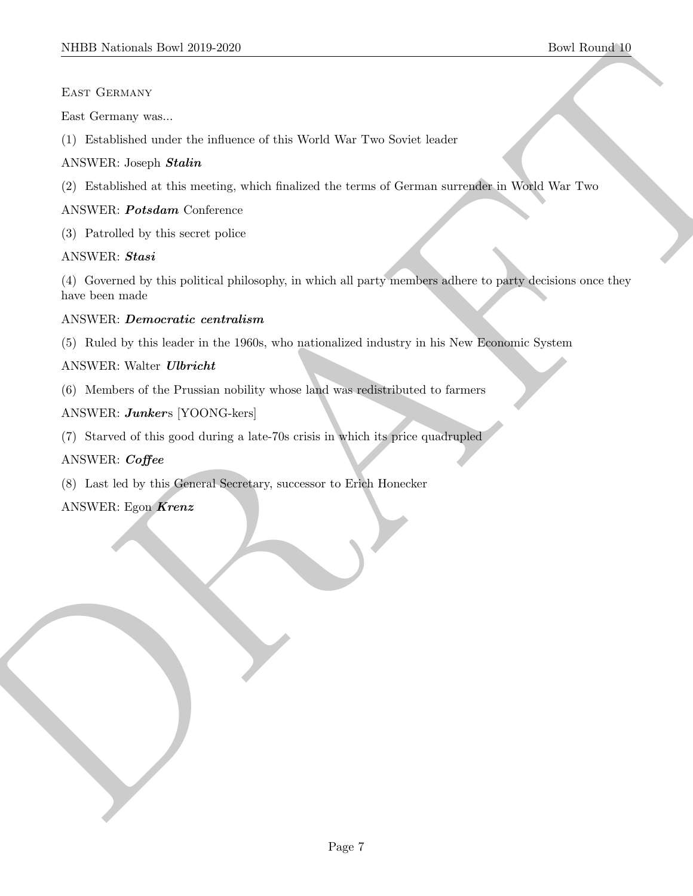East Germany

East Germany was...

(1) Established under the influence of this World War Two Soviet leader

ANSWER: Joseph ***Stalin***

(2) Established at this meeting, which finalized the terms of German surrender in World War Two

ANSWER: ***Potsdam*** Conference

(3) Patrolled by this secret police

ANSWER: ***Stasi***

(4) Governed by this political philosophy, in which all party members adhere to party decisions once they have been made

ANSWER: ***Democratic centralism***

(5) Ruled by this leader in the 1960s, who nationalized industry in his New Economic System

ANSWER: Walter ***Ulbricht***

(6) Members of the Prussian nobility whose land was redistributed to farmers

ANSWER: ***Junker***s [YOONG-kers]

(7) Starved of this good during a late-70s crisis in which its price quadrupled

ANSWER: ***Coffee***

(8) Last led by this General Secretary, successor to Erich Honecker

ANSWER: Egon ***Krenz***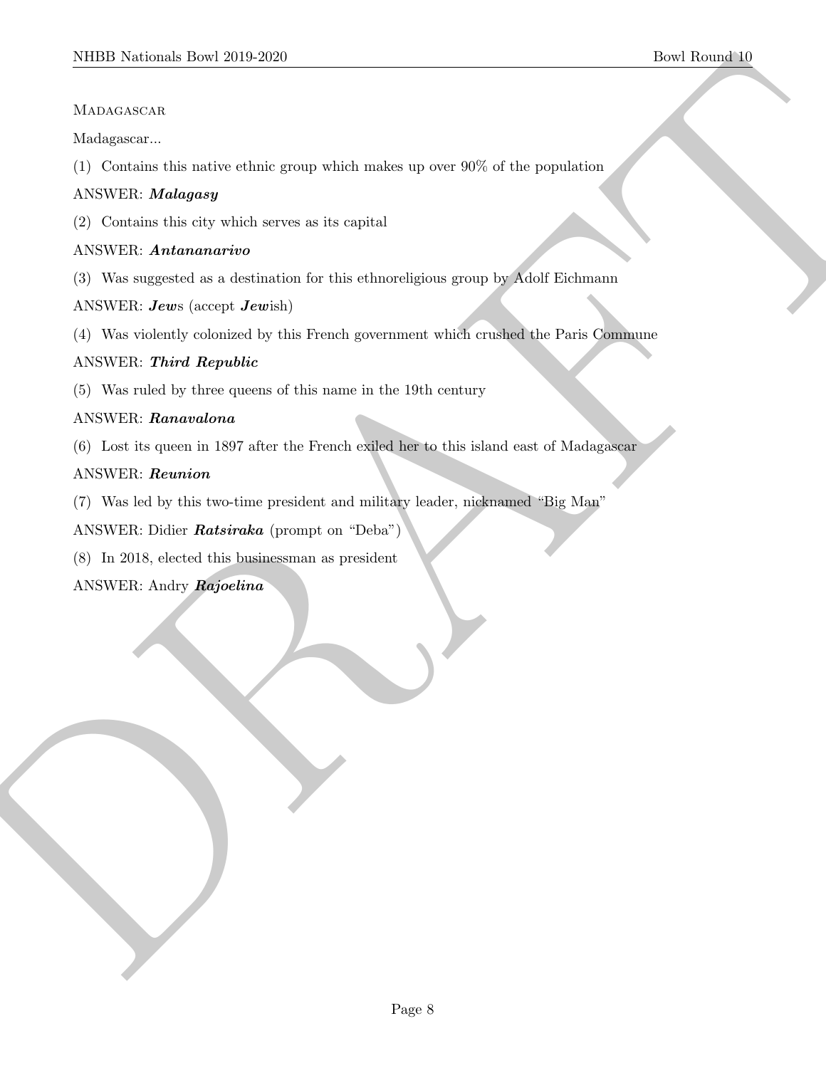Madagascar

Madagascar...

(1) Contains this native ethnic group which makes up over 90% of the population

ANSWER: ***Malagasy***

(2) Contains this city which serves as its capital

ANSWER: ***Antananarivo***

(3) Was suggested as a destination for this ethnoreligious group by Adolf Eichmann

ANSWER: ***Jew***s (accept ***Jew***ish)

(4) Was violently colonized by this French government which crushed the Paris Commune

ANSWER: ***Third Republic***

(5) Was ruled by three queens of this name in the 19th century

ANSWER: ***Ranavalona***

(6) Lost its queen in 1897 after the French exiled her to this island east of Madagascar

ANSWER: ***Reunion***

(7) Was led by this two-time president and military leader, nicknamed "Big Man"

ANSWER: Didier ***Ratsiraka*** (prompt on "Deba")

(8) In 2018, elected this businessman as president

ANSWER: Andry ***Rajoelina***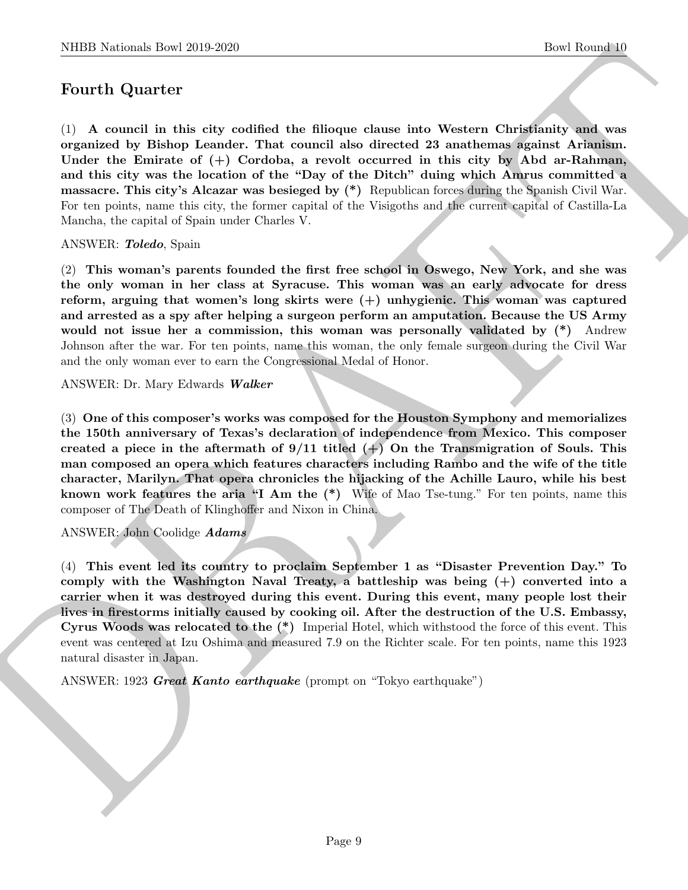## Fourth Quarter

(1) **A council in this city codified the filioque clause into Western Christianity and was organized by Bishop Leander. That council also directed 23 anathemas against Arianism. Under the Emirate of (+) Cordoba, a revolt occurred in this city by Abd ar-Rahman, and this city was the location of the "Day of the Ditch" duing which Amrus committed a massacre. This city's Alcazar was besieged by (*)** Republican forces during the Spanish Civil War. For ten points, name this city, the former capital of the Visigoths and the current capital of Castilla-La Mancha, the capital of Spain under Charles V.

ANSWER: ***Toledo***, Spain

(2) **This woman's parents founded the first free school in Oswego, New York, and she was the only woman in her class at Syracuse. This woman was an early advocate for dress reform, arguing that women's long skirts were (+) unhygienic. This woman was captured and arrested as a spy after helping a surgeon perform an amputation. Because the US Army would not issue her a commission, this woman was personally validated by (*)** Andrew Johnson after the war. For ten points, name this woman, the only female surgeon during the Civil War and the only woman ever to earn the Congressional Medal of Honor.

ANSWER: Dr. Mary Edwards ***Walker***

(3) **One of this composer's works was composed for the Houston Symphony and memorializes the 150th anniversary of Texas's declaration of independence from Mexico. This composer created a piece in the aftermath of 9/11 titled (+) On the Transmigration of Souls. This man composed an opera which features characters including Rambo and the wife of the title character, Marilyn. That opera chronicles the hijacking of the Achille Lauro, while his best known work features the aria "I Am the (*)** Wife of Mao Tse-tung." For ten points, name this composer of The Death of Klinghoffer and Nixon in China.

ANSWER: John Coolidge ***Adams***

(4) **This event led its country to proclaim September 1 as "Disaster Prevention Day." To comply with the Washington Naval Treaty, a battleship was being (+) converted into a carrier when it was destroyed during this event. During this event, many people lost their lives in firestorms initially caused by cooking oil. After the destruction of the U.S. Embassy, Cyrus Woods was relocated to the (*)** Imperial Hotel, which withstood the force of this event. This event was centered at Izu Oshima and measured 7.9 on the Richter scale. For ten points, name this 1923 natural disaster in Japan.

ANSWER: 1923 ***Great Kanto earthquake*** (prompt on "Tokyo earthquake")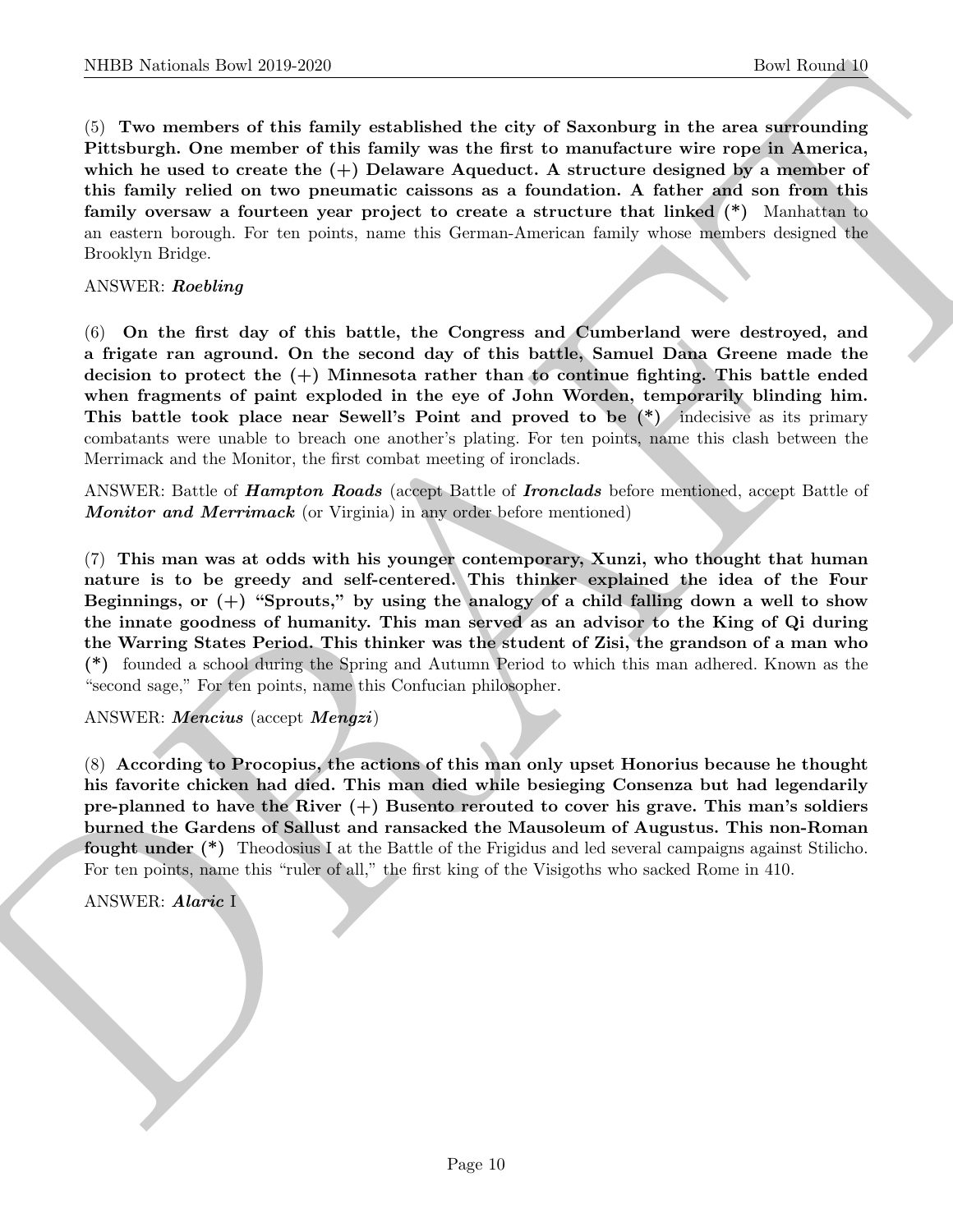(5) **Two members of this family established the city of Saxonburg in the area surrounding Pittsburgh. One member of this family was the first to manufacture wire rope in America, which he used to create the (+) Delaware Aqueduct. A structure designed by a member of this family relied on two pneumatic caissons as a foundation. A father and son from this family oversaw a fourteen year project to create a structure that linked (*)** Manhattan to an eastern borough. For ten points, name this German-American family whose members designed the Brooklyn Bridge.

ANSWER: ***Roebling***

(6) **On the first day of this battle, the Congress and Cumberland were destroyed, and a frigate ran aground. On the second day of this battle, Samuel Dana Greene made the decision to protect the (+) Minnesota rather than to continue fighting. This battle ended when fragments of paint exploded in the eye of John Worden, temporarily blinding him. This battle took place near Sewell's Point and proved to be (*)** indecisive as its primary combatants were unable to breach one another's plating. For ten points, name this clash between the Merrimack and the Monitor, the first combat meeting of ironclads.

ANSWER: Battle of ***Hampton Roads*** (accept Battle of ***Ironclads*** before mentioned, accept Battle of ***Monitor and Merrimack*** (or Virginia) in any order before mentioned)

(7) **This man was at odds with his younger contemporary, Xunzi, who thought that human nature is to be greedy and self-centered. This thinker explained the idea of the Four Beginnings, or (+) "Sprouts," by using the analogy of a child falling down a well to show the innate goodness of humanity. This man served as an advisor to the King of Qi during the Warring States Period. This thinker was the student of Zisi, the grandson of a man who (*)** founded a school during the Spring and Autumn Period to which this man adhered. Known as the "second sage," For ten points, name this Confucian philosopher.

ANSWER: ***Mencius*** (accept ***Mengzi***)

(8) **According to Procopius, the actions of this man only upset Honorius because he thought his favorite chicken had died. This man died while besieging Consenza but had legendarily pre-planned to have the River (+) Busento rerouted to cover his grave. This man's soldiers burned the Gardens of Sallust and ransacked the Mausoleum of Augustus. This non-Roman fought under (*)** Theodosius I at the Battle of the Frigidus and led several campaigns against Stilicho. For ten points, name this "ruler of all," the first king of the Visigoths who sacked Rome in 410.

ANSWER: ***Alaric*** I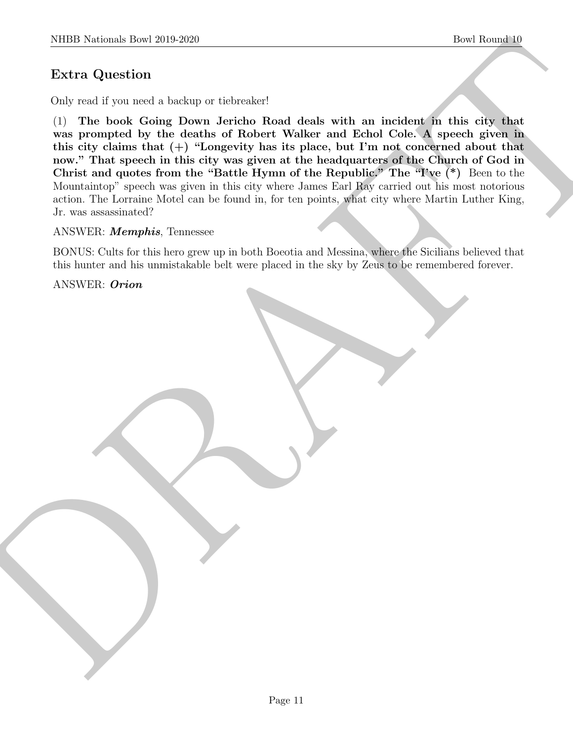## Extra Question

Only read if you need a backup or tiebreaker!

(1) **The book Going Down Jericho Road deals with an incident in this city that was prompted by the deaths of Robert Walker and Echol Cole. A speech given in this city claims that (+) "Longevity has its place, but I'm not concerned about that now." That speech in this city was given at the headquarters of the Church of God in Christ and quotes from the "Battle Hymn of the Republic." The "I've (*)** Been to the Mountaintop" speech was given in this city where James Earl Ray carried out his most notorious action. The Lorraine Motel can be found in, for ten points, what city where Martin Luther King, Jr. was assassinated?

ANSWER: ***Memphis***, Tennessee

BONUS: Cults for this hero grew up in both Boeotia and Messina, where the Sicilians believed that this hunter and his unmistakable belt were placed in the sky by Zeus to be remembered forever.

ANSWER: ***Orion***